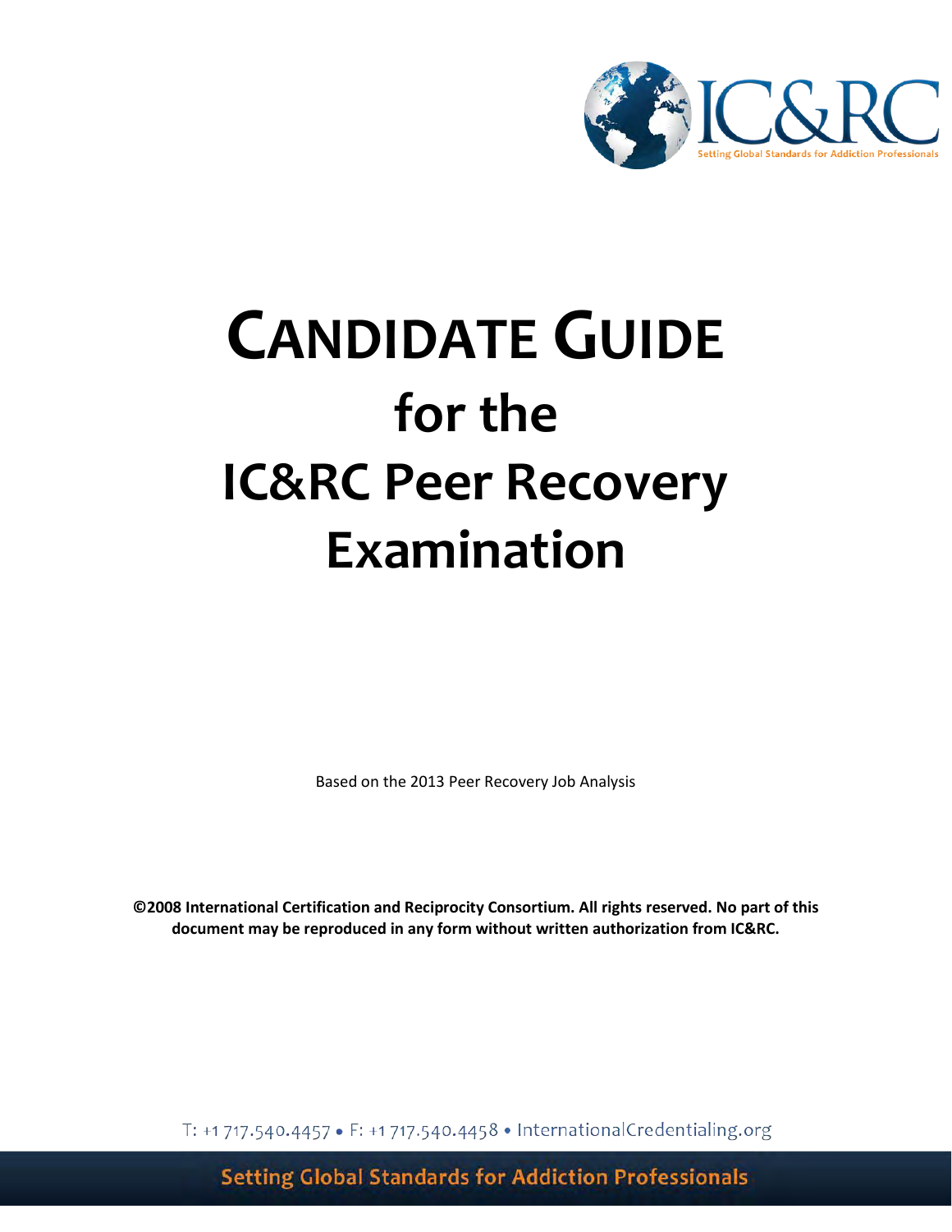IC&RC

Setting Global Standards for Addiction Professionals

# CANDIDATE GUIDE for the IC&RC Peer Recovery Examination

Based on the 2013 Peer Recovery Job Analysis

**©2008 International Certification and Reciprocity Consortium. All rights reserved. No part of this document may be reproduced in any form without written authorization from IC&RC.**

T: +1 717.540.4457 • F: +1 717.540.4458 • InternationalCredentialing.org

Setting Global Standards for Addiction Professionals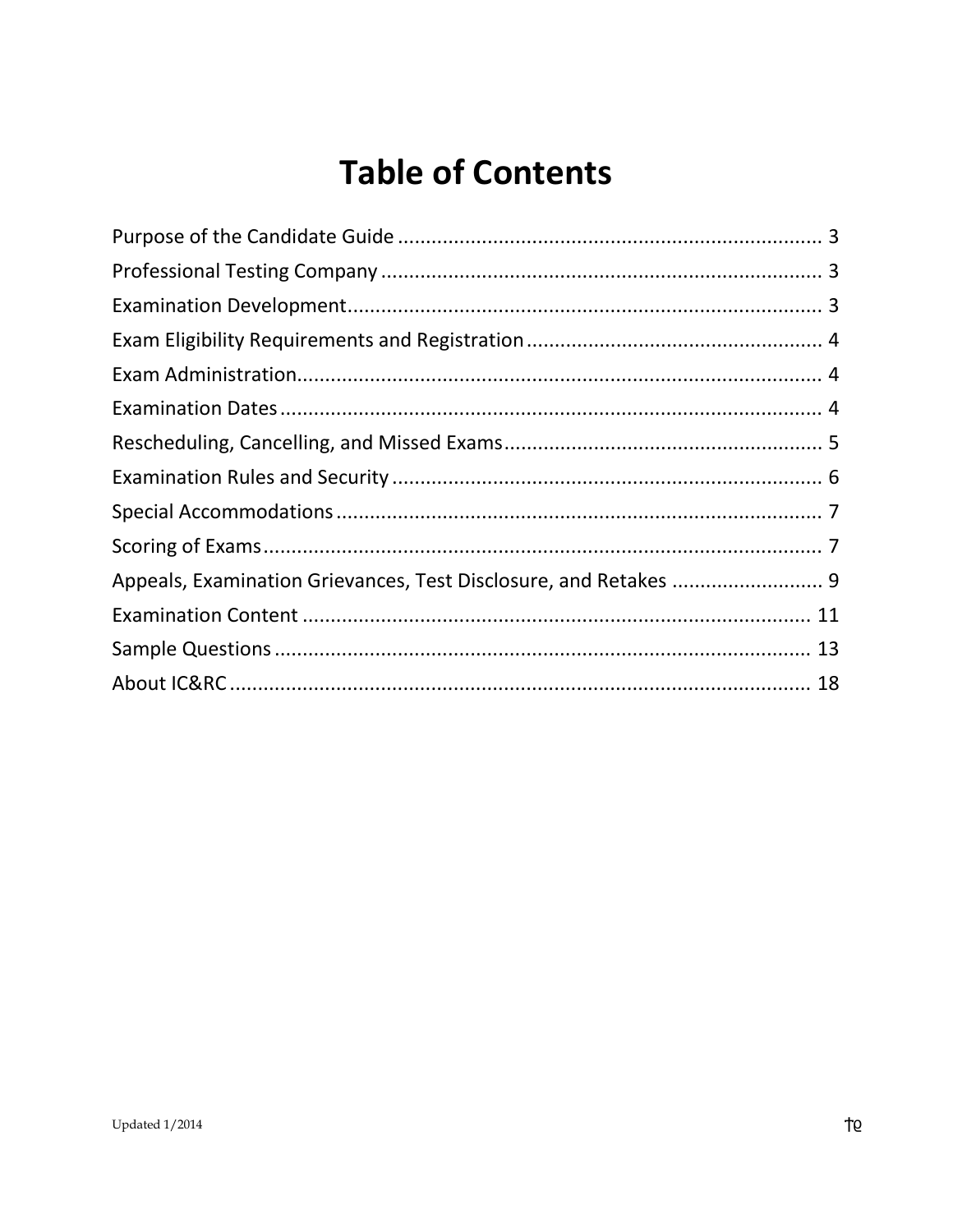# Table of Contents

Purpose of the Candidate Guide ........................................................................... 3
Professional Testing Company ............................................................................. 3
Examination Development.................................................................................... 3
Exam Eligibility Requirements and Registration ..................................................... 4
Exam Administration............................................................................................. 4
Examination Dates ................................................................................................ 4
Rescheduling, Cancelling, and Missed Exams......................................................... 5
Examination Rules and Security ............................................................................ 6
Special Accommodations ...................................................................................... 7
Scoring of Exams................................................................................................... 7
Appeals, Examination Grievances, Test Disclosure, and Retakes ........................... 9
Examination Content .......................................................................................... 11
Sample Questions ............................................................................................... 13
About IC&RC ....................................................................................................... 18

Updated 1/2014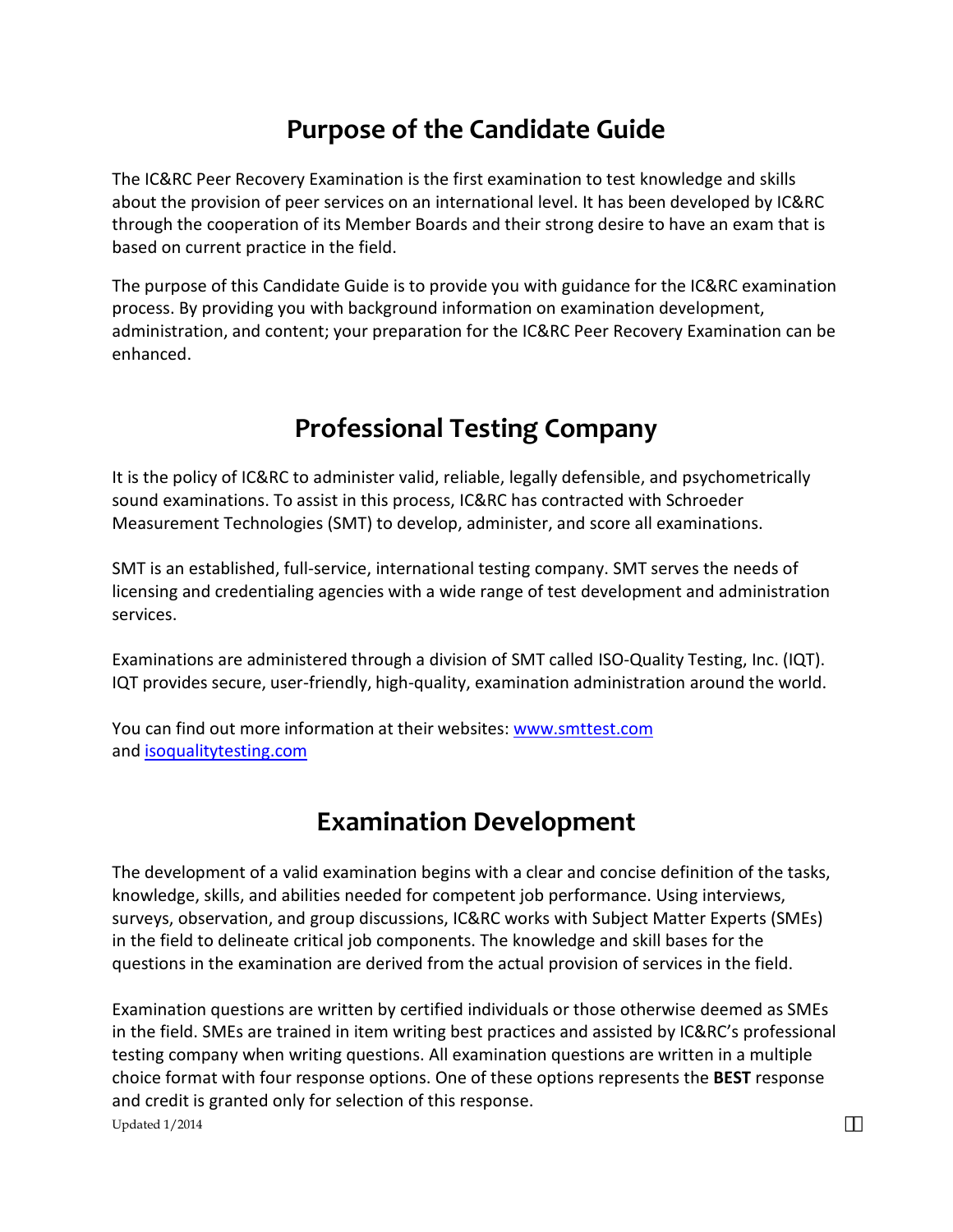## Purpose of the Candidate Guide

The IC&RC Peer Recovery Examination is the first examination to test knowledge and skills about the provision of peer services on an international level. It has been developed by IC&RC through the cooperation of its Member Boards and their strong desire to have an exam that is based on current practice in the field.

The purpose of this Candidate Guide is to provide you with guidance for the IC&RC examination process. By providing you with background information on examination development, administration, and content; your preparation for the IC&RC Peer Recovery Examination can be enhanced.

## Professional Testing Company

It is the policy of IC&RC to administer valid, reliable, legally defensible, and psychometrically sound examinations. To assist in this process, IC&RC has contracted with Schroeder Measurement Technologies (SMT) to develop, administer, and score all examinations.

SMT is an established, full-service, international testing company. SMT serves the needs of licensing and credentialing agencies with a wide range of test development and administration services.

Examinations are administered through a division of SMT called ISO-Quality Testing, Inc. (IQT). IQT provides secure, user-friendly, high-quality, examination administration around the world.

You can find out more information at their websites: [www.smttest.com](http://www.smttest.com) and [isoqualitytesting.com](http://isoqualitytesting.com)

## Examination Development

The development of a valid examination begins with a clear and concise definition of the tasks, knowledge, skills, and abilities needed for competent job performance. Using interviews, surveys, observation, and group discussions, IC&RC works with Subject Matter Experts (SMEs) in the field to delineate critical job components. The knowledge and skill bases for the questions in the examination are derived from the actual provision of services in the field.

Examination questions are written by certified individuals or those otherwise deemed as SMEs in the field. SMEs are trained in item writing best practices and assisted by IC&RC's professional testing company when writing questions. All examination questions are written in a multiple choice format with four response options. One of these options represents the **BEST** response and credit is granted only for selection of this response.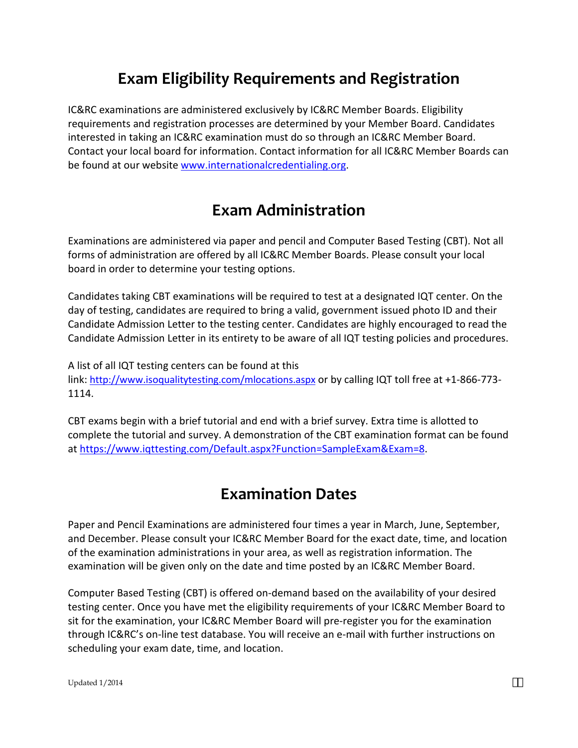# Exam Eligibility Requirements and Registration

IC&RC examinations are administered exclusively by IC&RC Member Boards. Eligibility requirements and registration processes are determined by your Member Board. Candidates interested in taking an IC&RC examination must do so through an IC&RC Member Board. Contact your local board for information. Contact information for all IC&RC Member Boards can be found at our website www.internationalcredentialing.org.

# Exam Administration

Examinations are administered via paper and pencil and Computer Based Testing (CBT). Not all forms of administration are offered by all IC&RC Member Boards. Please consult your local board in order to determine your testing options.

Candidates taking CBT examinations will be required to test at a designated IQT center. On the day of testing, candidates are required to bring a valid, government issued photo ID and their Candidate Admission Letter to the testing center. Candidates are highly encouraged to read the Candidate Admission Letter in its entirety to be aware of all IQT testing policies and procedures.

A list of all IQT testing centers can be found at this link: http://www.isoqualitytesting.com/mlocations.aspx or by calling IQT toll free at +1-866-773-1114.

CBT exams begin with a brief tutorial and end with a brief survey. Extra time is allotted to complete the tutorial and survey. A demonstration of the CBT examination format can be found at https://www.iqttesting.com/Default.aspx?Function=SampleExam&Exam=8.

# Examination Dates

Paper and Pencil Examinations are administered four times a year in March, June, September, and December. Please consult your IC&RC Member Board for the exact date, time, and location of the examination administrations in your area, as well as registration information. The examination will be given only on the date and time posted by an IC&RC Member Board.

Computer Based Testing (CBT) is offered on-demand based on the availability of your desired testing center. Once you have met the eligibility requirements of your IC&RC Member Board to sit for the examination, your IC&RC Member Board will pre-register you for the examination through IC&RC's on-line test database. You will receive an e-mail with further instructions on scheduling your exam date, time, and location.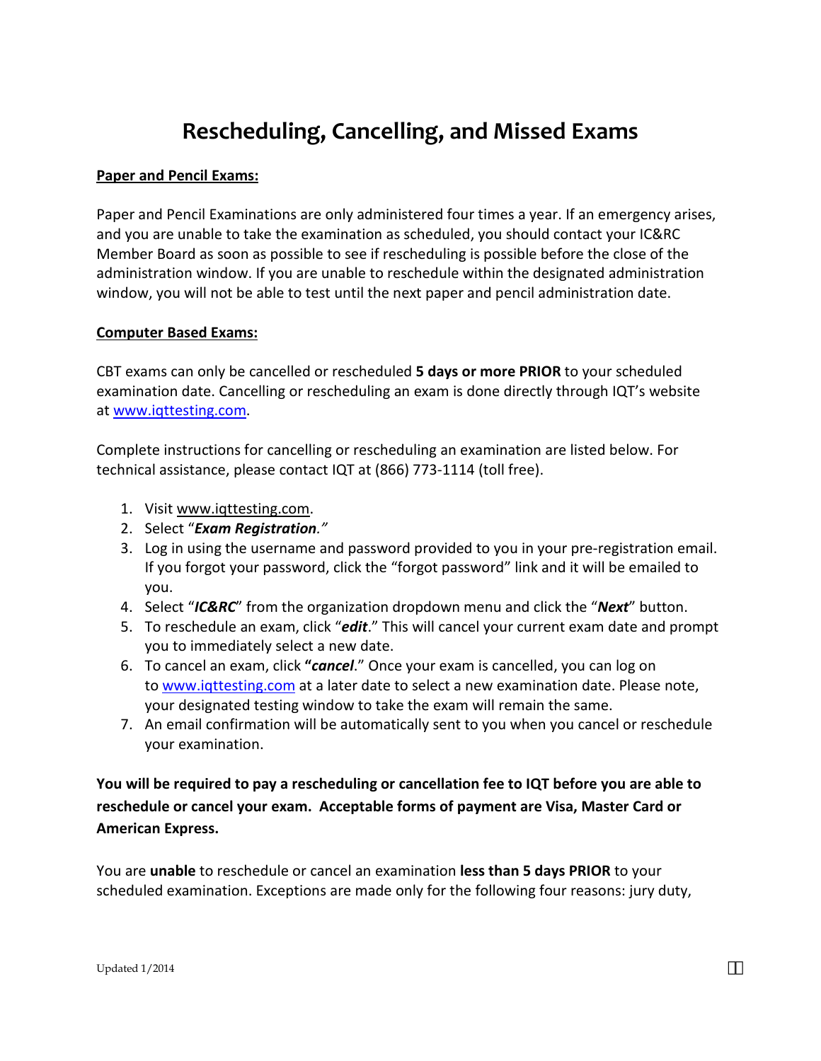# Rescheduling, Cancelling, and Missed Exams

**Paper and Pencil Exams:**

Paper and Pencil Examinations are only administered four times a year. If an emergency arises, and you are unable to take the examination as scheduled, you should contact your IC&RC Member Board as soon as possible to see if rescheduling is possible before the close of the administration window. If you are unable to reschedule within the designated administration window, you will not be able to test until the next paper and pencil administration date.

**Computer Based Exams:**

CBT exams can only be cancelled or rescheduled **5 days or more PRIOR** to your scheduled examination date. Cancelling or rescheduling an exam is done directly through IQT's website at www.iqttesting.com.

Complete instructions for cancelling or rescheduling an examination are listed below. For technical assistance, please contact IQT at (866) 773-1114 (toll free).

1. Visit www.iqttesting.com.
2. Select "***Exam Registration****."*
3. Log in using the username and password provided to you in your pre-registration email. If you forgot your password, click the "forgot password" link and it will be emailed to you.
4. Select "***IC&RC***" from the organization dropdown menu and click the "***Next***" button.
5. To reschedule an exam, click "***edit***." This will cancel your current exam date and prompt you to immediately select a new date.
6. To cancel an exam, click **"*cancel*.**" Once your exam is cancelled, you can log on to www.iqttesting.com at a later date to select a new examination date. Please note, your designated testing window to take the exam will remain the same.
7. An email confirmation will be automatically sent to you when you cancel or reschedule your examination.

**You will be required to pay a rescheduling or cancellation fee to IQT before you are able to reschedule or cancel your exam. Acceptable forms of payment are Visa, Master Card or American Express.**

You are **unable** to reschedule or cancel an examination **less than 5 days PRIOR** to your scheduled examination. Exceptions are made only for the following four reasons: jury duty,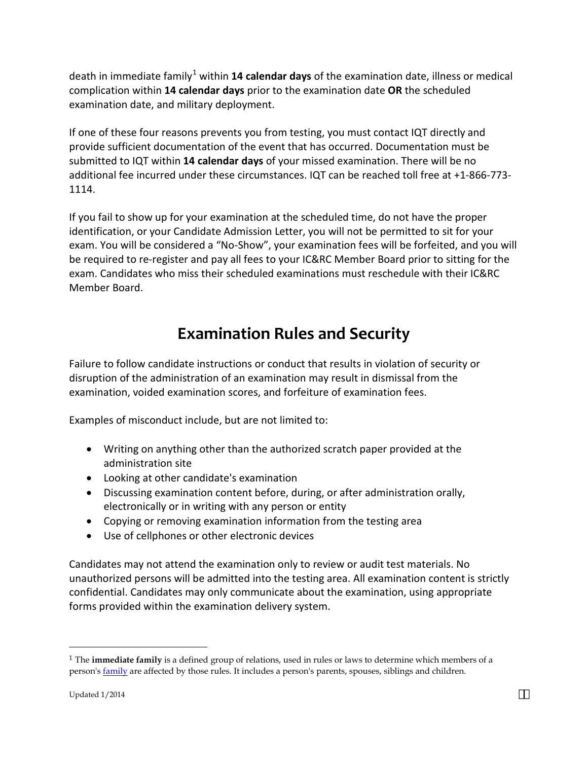death in immediate family[1] within **14 calendar days** of the examination date, illness or medical complication within **14 calendar days** prior to the examination date **OR** the scheduled examination date, and military deployment.

If one of these four reasons prevents you from testing, you must contact IQT directly and provide sufficient documentation of the event that has occurred. Documentation must be submitted to IQT within **14 calendar days** of your missed examination. There will be no additional fee incurred under these circumstances. IQT can be reached toll free at +1-866-773-1114.

If you fail to show up for your examination at the scheduled time, do not have the proper identification, or your Candidate Admission Letter, you will not be permitted to sit for your exam. You will be considered a "No-Show", your examination fees will be forfeited, and you will be required to re-register and pay all fees to your IC&RC Member Board prior to sitting for the exam. Candidates who miss their scheduled examinations must reschedule with their IC&RC Member Board.

## Examination Rules and Security

Failure to follow candidate instructions or conduct that results in violation of security or disruption of the administration of an examination may result in dismissal from the examination, voided examination scores, and forfeiture of examination fees.

Examples of misconduct include, but are not limited to:

- Writing on anything other than the authorized scratch paper provided at the administration site
- Looking at other candidate's examination
- Discussing examination content before, during, or after administration orally, electronically or in writing with any person or entity
- Copying or removing examination information from the testing area
- Use of cellphones or other electronic devices

Candidates may not attend the examination only to review or audit test materials. No unauthorized persons will be admitted into the testing area. All examination content is strictly confidential. Candidates may only communicate about the examination, using appropriate forms provided within the examination delivery system.

---

[1] The **immediate family** is a defined group of relations, used in rules or laws to determine which members of a person's family are affected by those rules. It includes a person's parents, spouses, siblings and children.

Updated 1/2014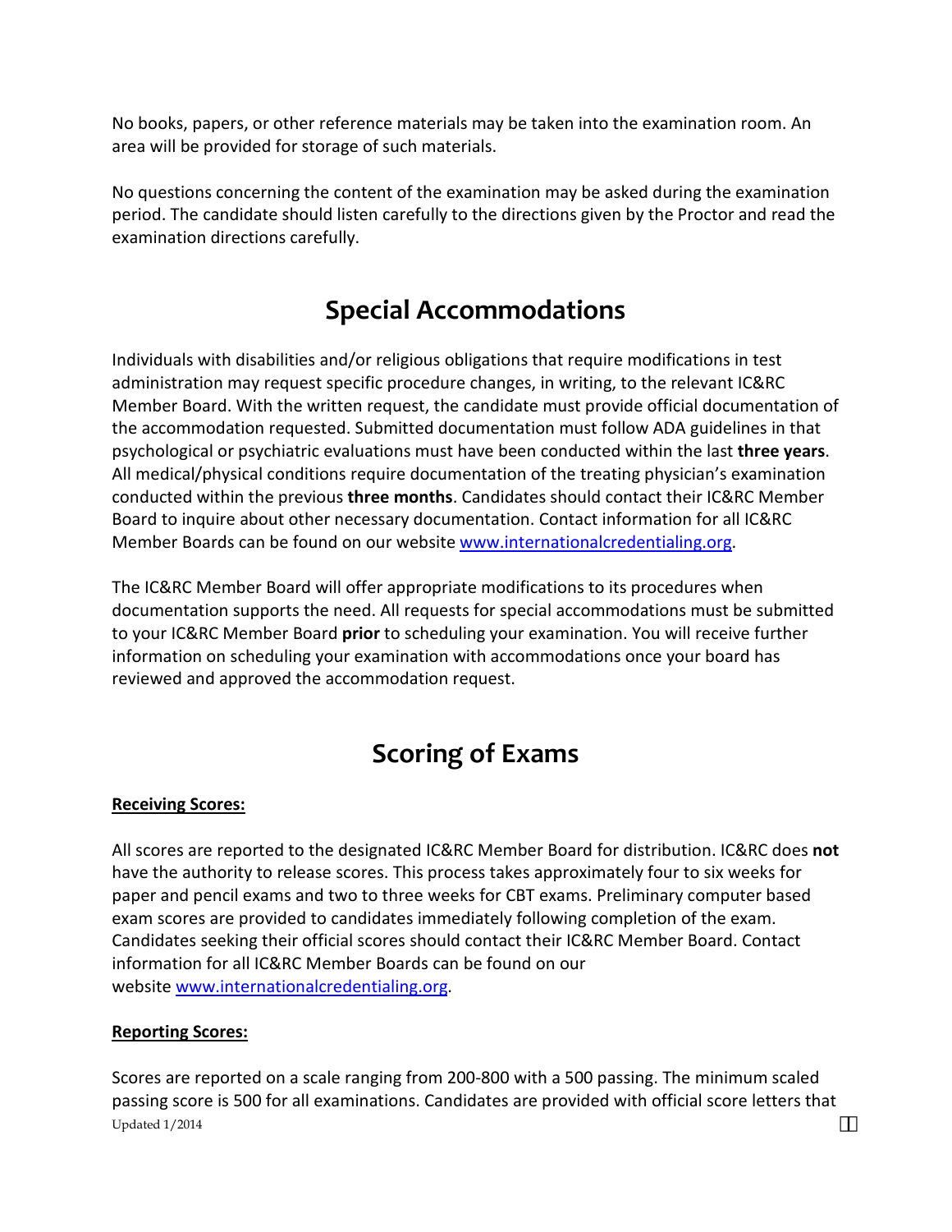No books, papers, or other reference materials may be taken into the examination room. An area will be provided for storage of such materials.

No questions concerning the content of the examination may be asked during the examination period. The candidate should listen carefully to the directions given by the Proctor and read the examination directions carefully.

## Special Accommodations

Individuals with disabilities and/or religious obligations that require modifications in test administration may request specific procedure changes, in writing, to the relevant IC&RC Member Board. With the written request, the candidate must provide official documentation of the accommodation requested. Submitted documentation must follow ADA guidelines in that psychological or psychiatric evaluations must have been conducted within the last **three years**. All medical/physical conditions require documentation of the treating physician's examination conducted within the previous **three months**. Candidates should contact their IC&RC Member Board to inquire about other necessary documentation. Contact information for all IC&RC Member Boards can be found on our website [www.internationalcredentialing.org](http://www.internationalcredentialing.org).

The IC&RC Member Board will offer appropriate modifications to its procedures when documentation supports the need. All requests for special accommodations must be submitted to your IC&RC Member Board **prior** to scheduling your examination. You will receive further information on scheduling your examination with accommodations once your board has reviewed and approved the accommodation request.

## Scoring of Exams

**Receiving Scores:**

All scores are reported to the designated IC&RC Member Board for distribution. IC&RC does **not** have the authority to release scores. This process takes approximately four to six weeks for paper and pencil exams and two to three weeks for CBT exams. Preliminary computer based exam scores are provided to candidates immediately following completion of the exam. Candidates seeking their official scores should contact their IC&RC Member Board. Contact information for all IC&RC Member Boards can be found on our website [www.internationalcredentialing.org](http://www.internationalcredentialing.org).

**Reporting Scores:**

Scores are reported on a scale ranging from 200-800 with a 500 passing. The minimum scaled passing score is 500 for all examinations. Candidates are provided with official score letters that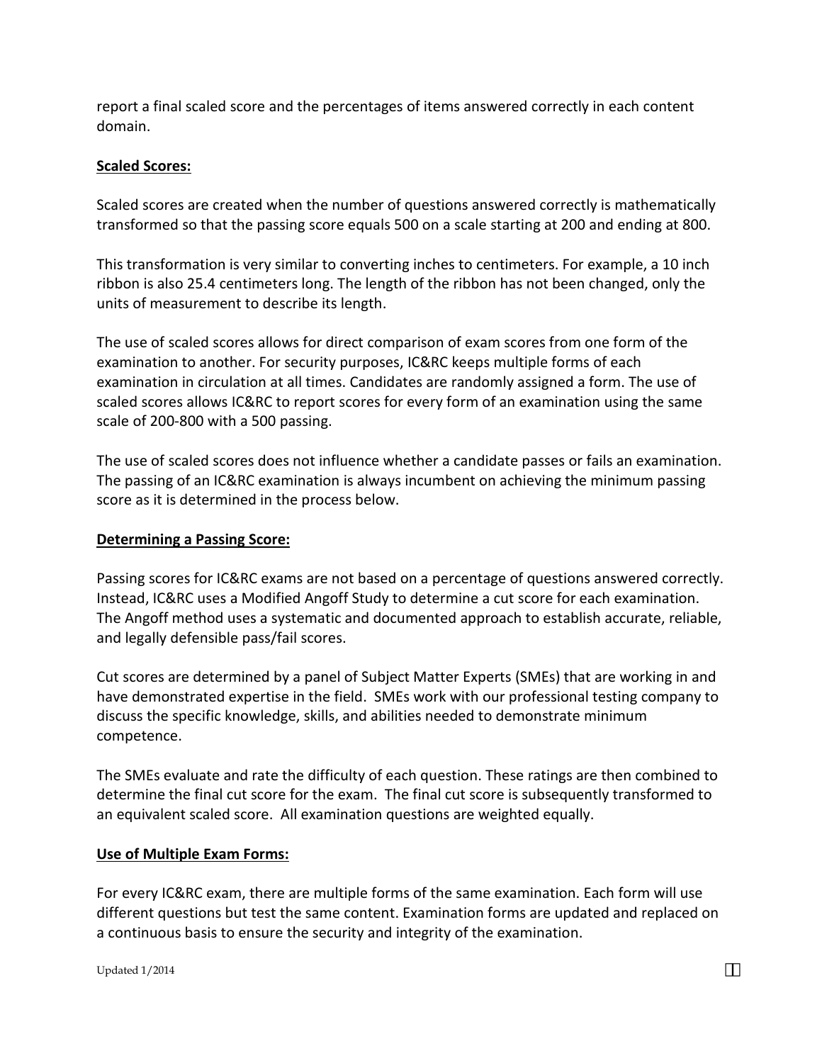report a final scaled score and the percentages of items answered correctly in each content domain.

**Scaled Scores:**

Scaled scores are created when the number of questions answered correctly is mathematically transformed so that the passing score equals 500 on a scale starting at 200 and ending at 800.

This transformation is very similar to converting inches to centimeters. For example, a 10 inch ribbon is also 25.4 centimeters long. The length of the ribbon has not been changed, only the units of measurement to describe its length.

The use of scaled scores allows for direct comparison of exam scores from one form of the examination to another. For security purposes, IC&RC keeps multiple forms of each examination in circulation at all times. Candidates are randomly assigned a form. The use of scaled scores allows IC&RC to report scores for every form of an examination using the same scale of 200-800 with a 500 passing.

The use of scaled scores does not influence whether a candidate passes or fails an examination. The passing of an IC&RC examination is always incumbent on achieving the minimum passing score as it is determined in the process below.

**Determining a Passing Score:**

Passing scores for IC&RC exams are not based on a percentage of questions answered correctly. Instead, IC&RC uses a Modified Angoff Study to determine a cut score for each examination. The Angoff method uses a systematic and documented approach to establish accurate, reliable, and legally defensible pass/fail scores.

Cut scores are determined by a panel of Subject Matter Experts (SMEs) that are working in and have demonstrated expertise in the field. SMEs work with our professional testing company to discuss the specific knowledge, skills, and abilities needed to demonstrate minimum competence.

The SMEs evaluate and rate the difficulty of each question. These ratings are then combined to determine the final cut score for the exam. The final cut score is subsequently transformed to an equivalent scaled score. All examination questions are weighted equally.

**Use of Multiple Exam Forms:**

For every IC&RC exam, there are multiple forms of the same examination. Each form will use different questions but test the same content. Examination forms are updated and replaced on a continuous basis to ensure the security and integrity of the examination.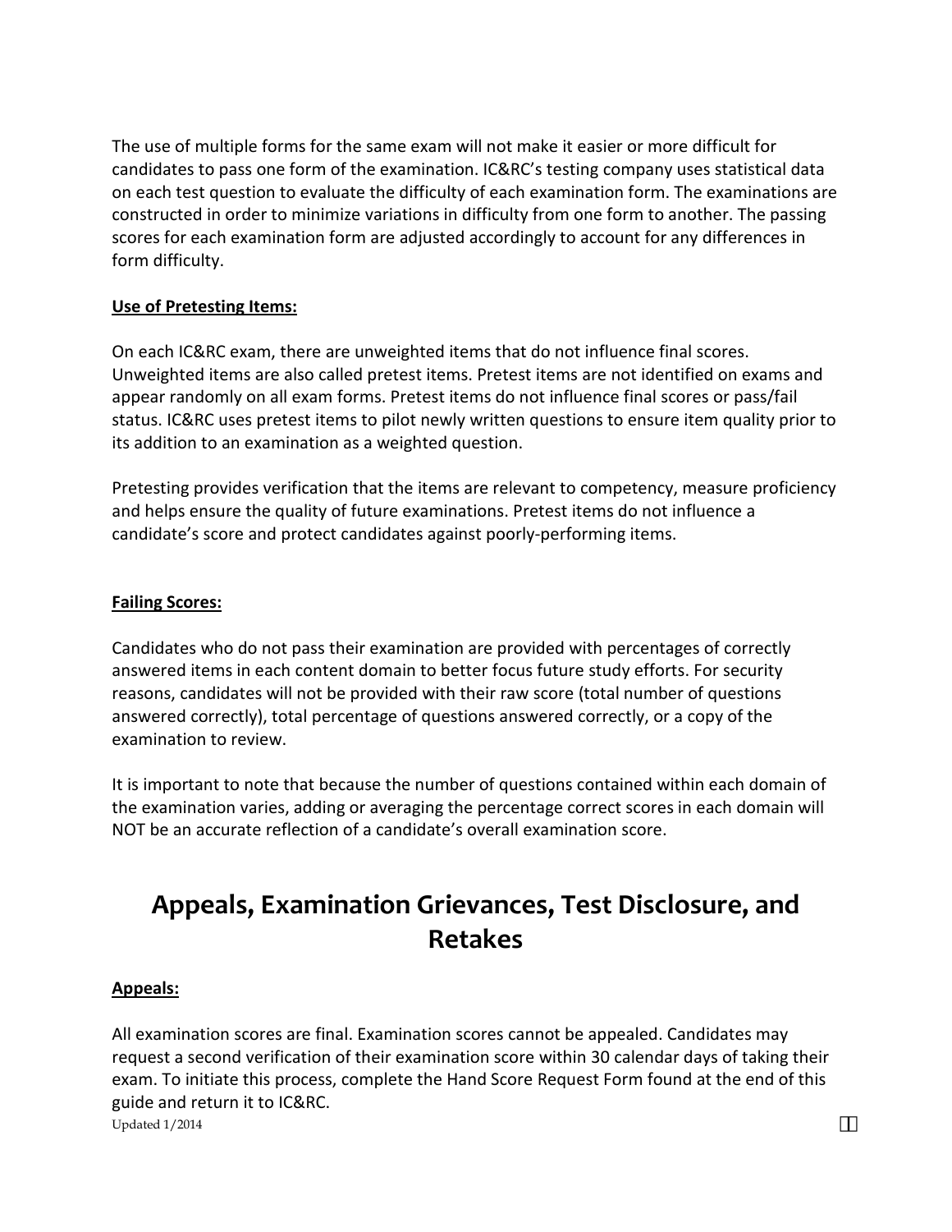The use of multiple forms for the same exam will not make it easier or more difficult for candidates to pass one form of the examination. IC&RC's testing company uses statistical data on each test question to evaluate the difficulty of each examination form. The examinations are constructed in order to minimize variations in difficulty from one form to another. The passing scores for each examination form are adjusted accordingly to account for any differences in form difficulty.

**Use of Pretesting Items:**

On each IC&RC exam, there are unweighted items that do not influence final scores. Unweighted items are also called pretest items. Pretest items are not identified on exams and appear randomly on all exam forms. Pretest items do not influence final scores or pass/fail status. IC&RC uses pretest items to pilot newly written questions to ensure item quality prior to its addition to an examination as a weighted question.

Pretesting provides verification that the items are relevant to competency, measure proficiency and helps ensure the quality of future examinations. Pretest items do not influence a candidate's score and protect candidates against poorly-performing items.

**Failing Scores:**

Candidates who do not pass their examination are provided with percentages of correctly answered items in each content domain to better focus future study efforts. For security reasons, candidates will not be provided with their raw score (total number of questions answered correctly), total percentage of questions answered correctly, or a copy of the examination to review.

It is important to note that because the number of questions contained within each domain of the examination varies, adding or averaging the percentage correct scores in each domain will NOT be an accurate reflection of a candidate's overall examination score.

# Appeals, Examination Grievances, Test Disclosure, and Retakes

**Appeals:**

All examination scores are final. Examination scores cannot be appealed. Candidates may request a second verification of their examination score within 30 calendar days of taking their exam. To initiate this process, complete the Hand Score Request Form found at the end of this guide and return it to IC&RC.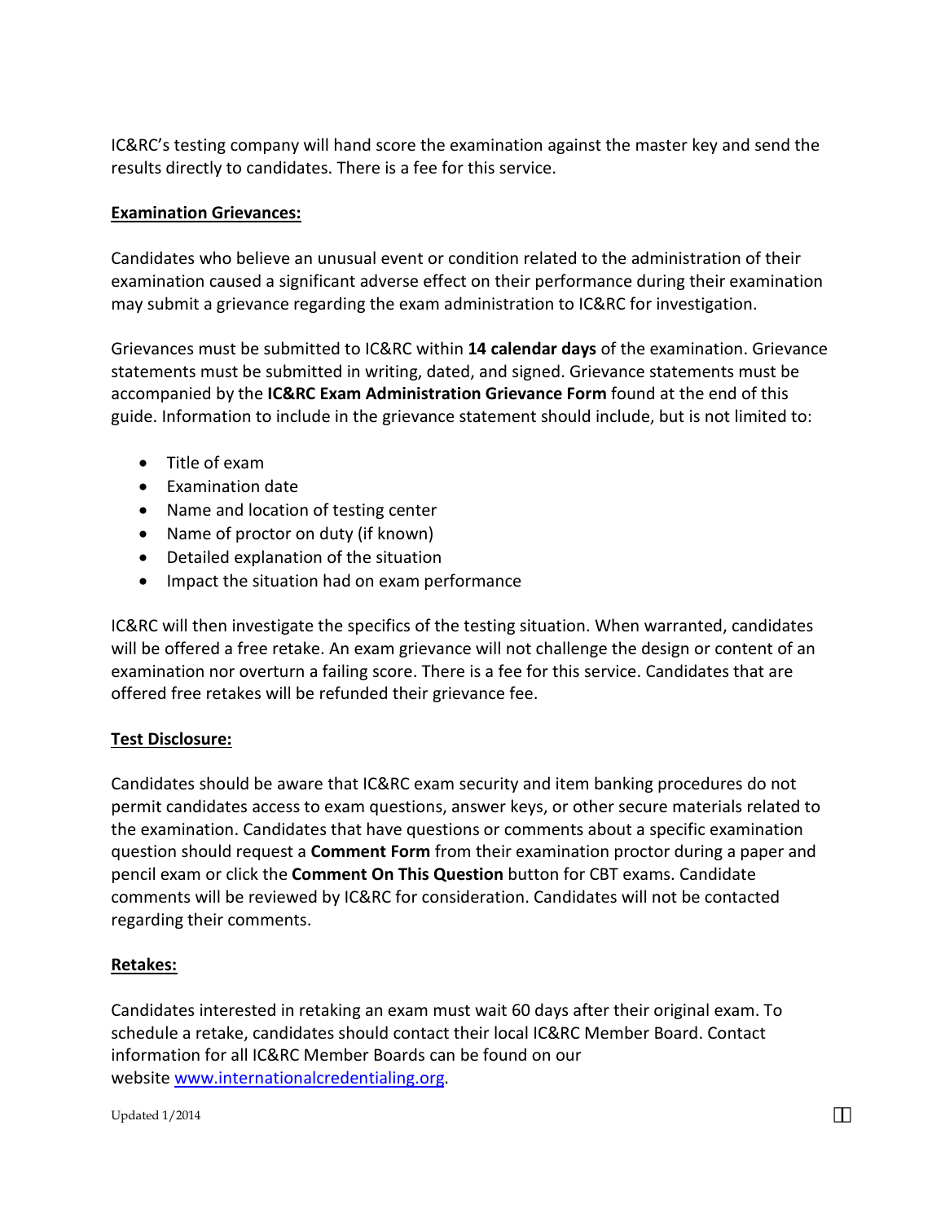IC&RC's testing company will hand score the examination against the master key and send the results directly to candidates. There is a fee for this service.

**Examination Grievances:**

Candidates who believe an unusual event or condition related to the administration of their examination caused a significant adverse effect on their performance during their examination may submit a grievance regarding the exam administration to IC&RC for investigation.

Grievances must be submitted to IC&RC within **14 calendar days** of the examination. Grievance statements must be submitted in writing, dated, and signed. Grievance statements must be accompanied by the **IC&RC Exam Administration Grievance Form** found at the end of this guide. Information to include in the grievance statement should include, but is not limited to:

- Title of exam
- Examination date
- Name and location of testing center
- Name of proctor on duty (if known)
- Detailed explanation of the situation
- Impact the situation had on exam performance

IC&RC will then investigate the specifics of the testing situation. When warranted, candidates will be offered a free retake. An exam grievance will not challenge the design or content of an examination nor overturn a failing score. There is a fee for this service. Candidates that are offered free retakes will be refunded their grievance fee.

**Test Disclosure:**

Candidates should be aware that IC&RC exam security and item banking procedures do not permit candidates access to exam questions, answer keys, or other secure materials related to the examination. Candidates that have questions or comments about a specific examination question should request a **Comment Form** from their examination proctor during a paper and pencil exam or click the **Comment On This Question** button for CBT exams. Candidate comments will be reviewed by IC&RC for consideration. Candidates will not be contacted regarding their comments.

**Retakes:**

Candidates interested in retaking an exam must wait 60 days after their original exam. To schedule a retake, candidates should contact their local IC&RC Member Board. Contact information for all IC&RC Member Boards can be found on our website [www.internationalcredentialing.org](http://www.internationalcredentialing.org).

Updated 1/2014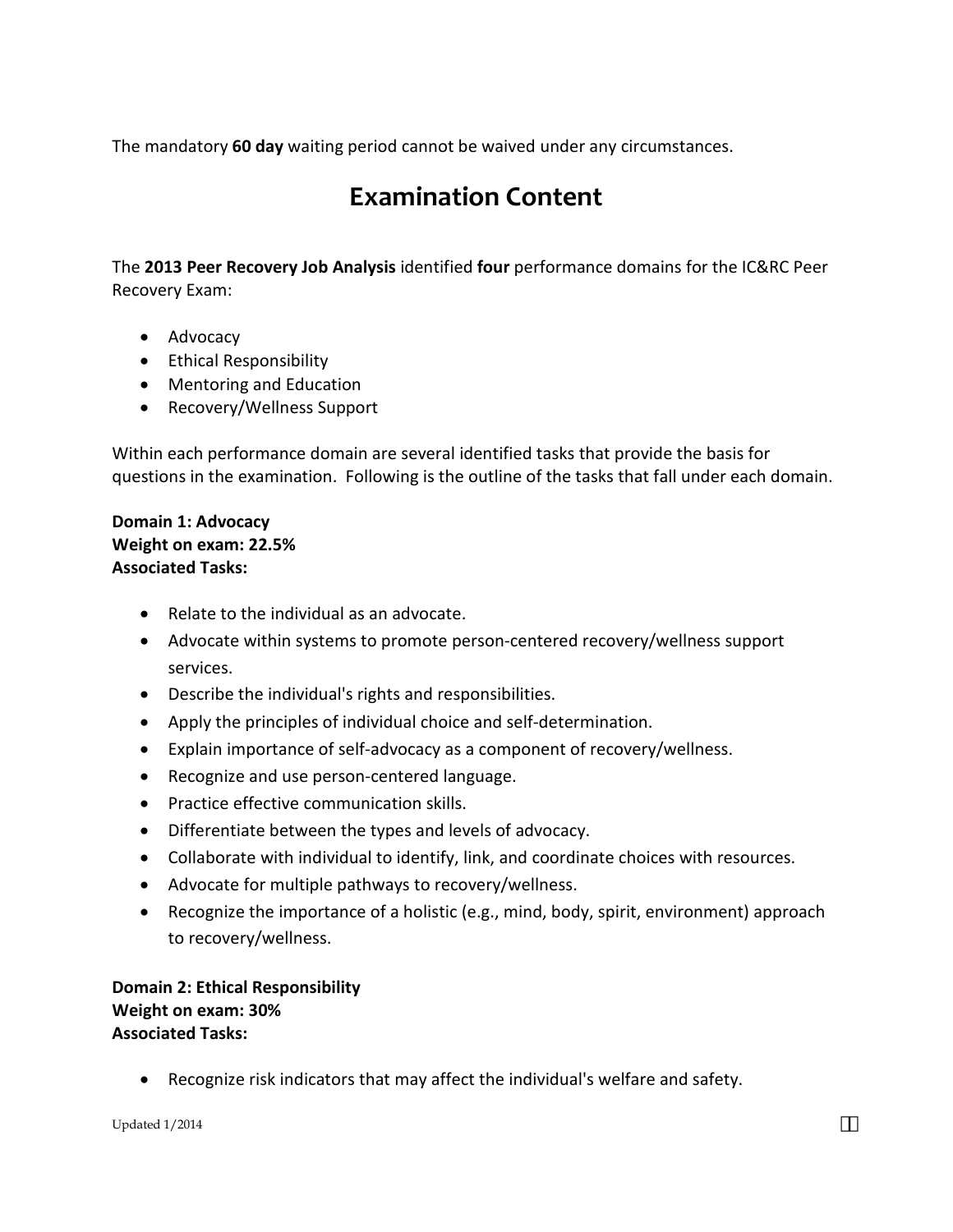The mandatory **60 day** waiting period cannot be waived under any circumstances.

# Examination Content

The **2013 Peer Recovery Job Analysis** identified **four** performance domains for the IC&RC Peer Recovery Exam:

- Advocacy
- Ethical Responsibility
- Mentoring and Education
- Recovery/Wellness Support

Within each performance domain are several identified tasks that provide the basis for questions in the examination. Following is the outline of the tasks that fall under each domain.

**Domain 1: Advocacy**
**Weight on exam: 22.5%**
**Associated Tasks:**

- Relate to the individual as an advocate.
- Advocate within systems to promote person-centered recovery/wellness support services.
- Describe the individual's rights and responsibilities.
- Apply the principles of individual choice and self-determination.
- Explain importance of self-advocacy as a component of recovery/wellness.
- Recognize and use person-centered language.
- Practice effective communication skills.
- Differentiate between the types and levels of advocacy.
- Collaborate with individual to identify, link, and coordinate choices with resources.
- Advocate for multiple pathways to recovery/wellness.
- Recognize the importance of a holistic (e.g., mind, body, spirit, environment) approach to recovery/wellness.

**Domain 2: Ethical Responsibility**
**Weight on exam: 30%**
**Associated Tasks:**

- Recognize risk indicators that may affect the individual's welfare and safety.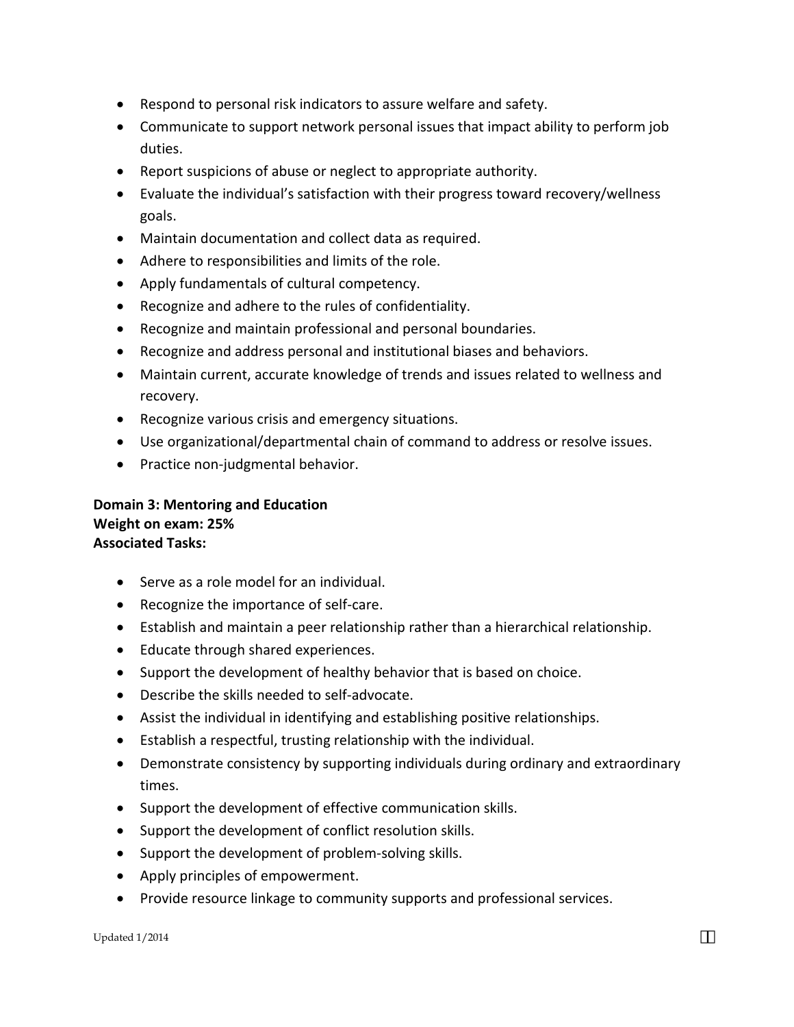- Respond to personal risk indicators to assure welfare and safety.
- Communicate to support network personal issues that impact ability to perform job duties.
- Report suspicions of abuse or neglect to appropriate authority.
- Evaluate the individual's satisfaction with their progress toward recovery/wellness goals.
- Maintain documentation and collect data as required.
- Adhere to responsibilities and limits of the role.
- Apply fundamentals of cultural competency.
- Recognize and adhere to the rules of confidentiality.
- Recognize and maintain professional and personal boundaries.
- Recognize and address personal and institutional biases and behaviors.
- Maintain current, accurate knowledge of trends and issues related to wellness and recovery.
- Recognize various crisis and emergency situations.
- Use organizational/departmental chain of command to address or resolve issues.
- Practice non-judgmental behavior.

**Domain 3: Mentoring and Education**
**Weight on exam: 25%**
**Associated Tasks:**

- Serve as a role model for an individual.
- Recognize the importance of self-care.
- Establish and maintain a peer relationship rather than a hierarchical relationship.
- Educate through shared experiences.
- Support the development of healthy behavior that is based on choice.
- Describe the skills needed to self-advocate.
- Assist the individual in identifying and establishing positive relationships.
- Establish a respectful, trusting relationship with the individual.
- Demonstrate consistency by supporting individuals during ordinary and extraordinary times.
- Support the development of effective communication skills.
- Support the development of conflict resolution skills.
- Support the development of problem-solving skills.
- Apply principles of empowerment.
- Provide resource linkage to community supports and professional services.

Updated 1/2014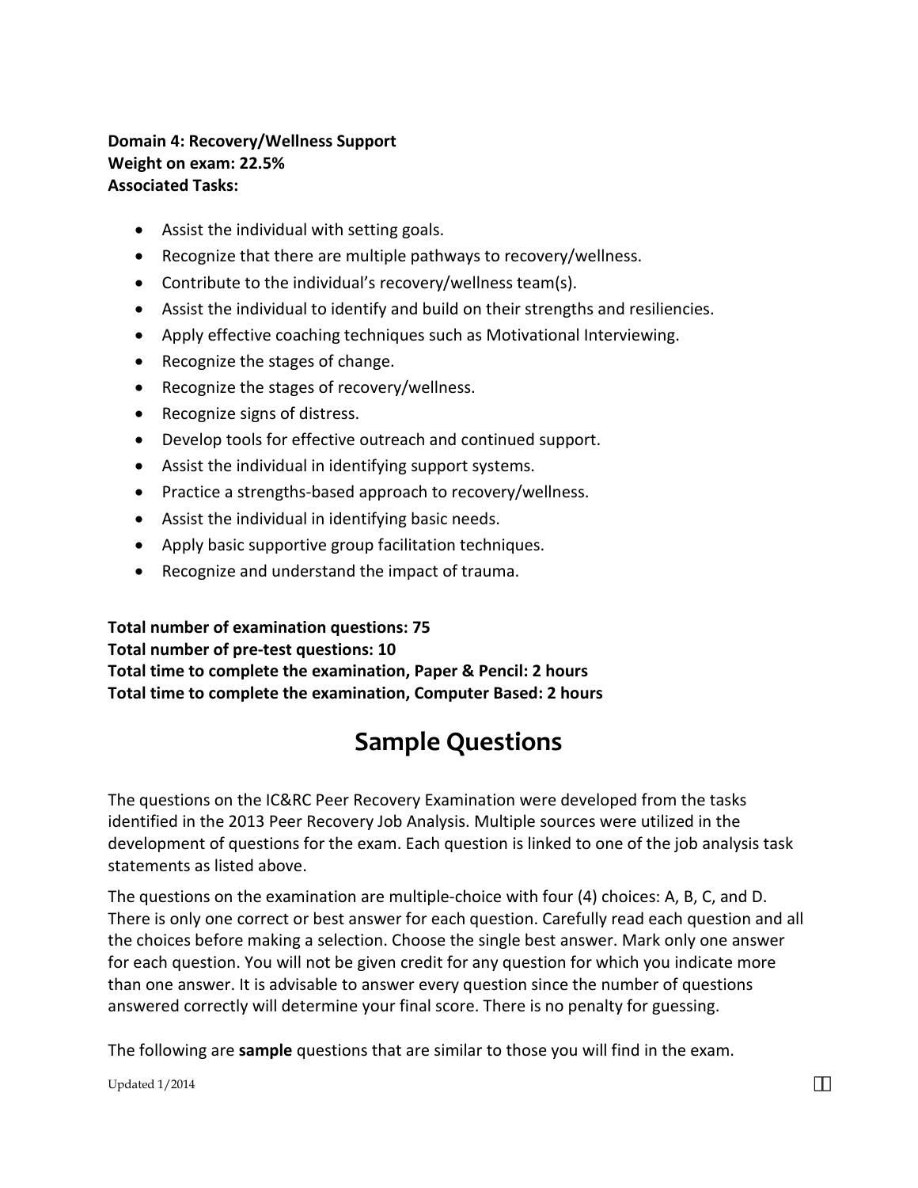**Domain 4: Recovery/Wellness Support**
**Weight on exam: 22.5%**
**Associated Tasks:**

- Assist the individual with setting goals.
- Recognize that there are multiple pathways to recovery/wellness.
- Contribute to the individual's recovery/wellness team(s).
- Assist the individual to identify and build on their strengths and resiliencies.
- Apply effective coaching techniques such as Motivational Interviewing.
- Recognize the stages of change.
- Recognize the stages of recovery/wellness.
- Recognize signs of distress.
- Develop tools for effective outreach and continued support.
- Assist the individual in identifying support systems.
- Practice a strengths-based approach to recovery/wellness.
- Assist the individual in identifying basic needs.
- Apply basic supportive group facilitation techniques.
- Recognize and understand the impact of trauma.

**Total number of examination questions: 75**
**Total number of pre-test questions: 10**
**Total time to complete the examination, Paper & Pencil: 2 hours**
**Total time to complete the examination, Computer Based: 2 hours**

# Sample Questions

The questions on the IC&RC Peer Recovery Examination were developed from the tasks identified in the 2013 Peer Recovery Job Analysis. Multiple sources were utilized in the development of questions for the exam. Each question is linked to one of the job analysis task statements as listed above.

The questions on the examination are multiple-choice with four (4) choices: A, B, C, and D. There is only one correct or best answer for each question. Carefully read each question and all the choices before making a selection. Choose the single best answer. Mark only one answer for each question. You will not be given credit for any question for which you indicate more than one answer. It is advisable to answer every question since the number of questions answered correctly will determine your final score. There is no penalty for guessing.

The following are **sample** questions that are similar to those you will find in the exam.

Updated 1/2014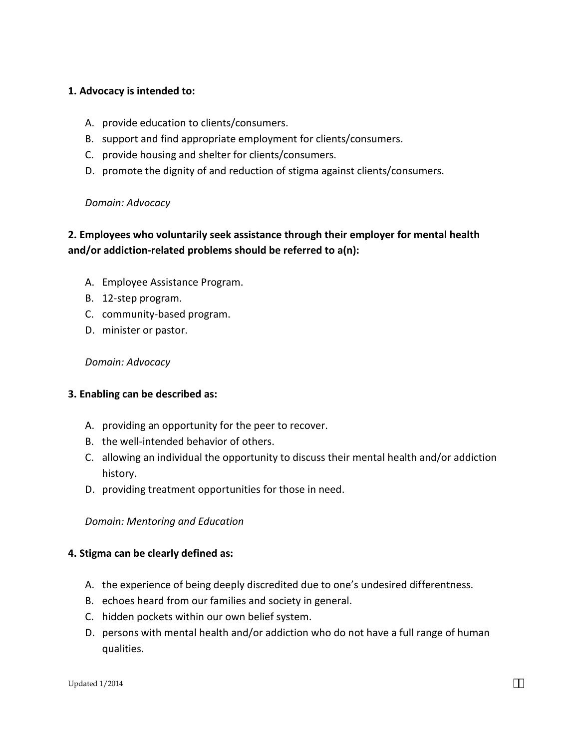**1. Advocacy is intended to:**

A. provide education to clients/consumers.
B. support and find appropriate employment for clients/consumers.
C. provide housing and shelter for clients/consumers.
D. promote the dignity of and reduction of stigma against clients/consumers.

*Domain: Advocacy*

**2. Employees who voluntarily seek assistance through their employer for mental health and/or addiction-related problems should be referred to a(n):**

A. Employee Assistance Program.
B. 12-step program.
C. community-based program.
D. minister or pastor.

*Domain: Advocacy*

**3. Enabling can be described as:**

A. providing an opportunity for the peer to recover.
B. the well-intended behavior of others.
C. allowing an individual the opportunity to discuss their mental health and/or addiction history.
D. providing treatment opportunities for those in need.

*Domain: Mentoring and Education*

**4. Stigma can be clearly defined as:**

A. the experience of being deeply discredited due to one's undesired differentness.
B. echoes heard from our families and society in general.
C. hidden pockets within our own belief system.
D. persons with mental health and/or addiction who do not have a full range of human qualities.

Updated 1/2014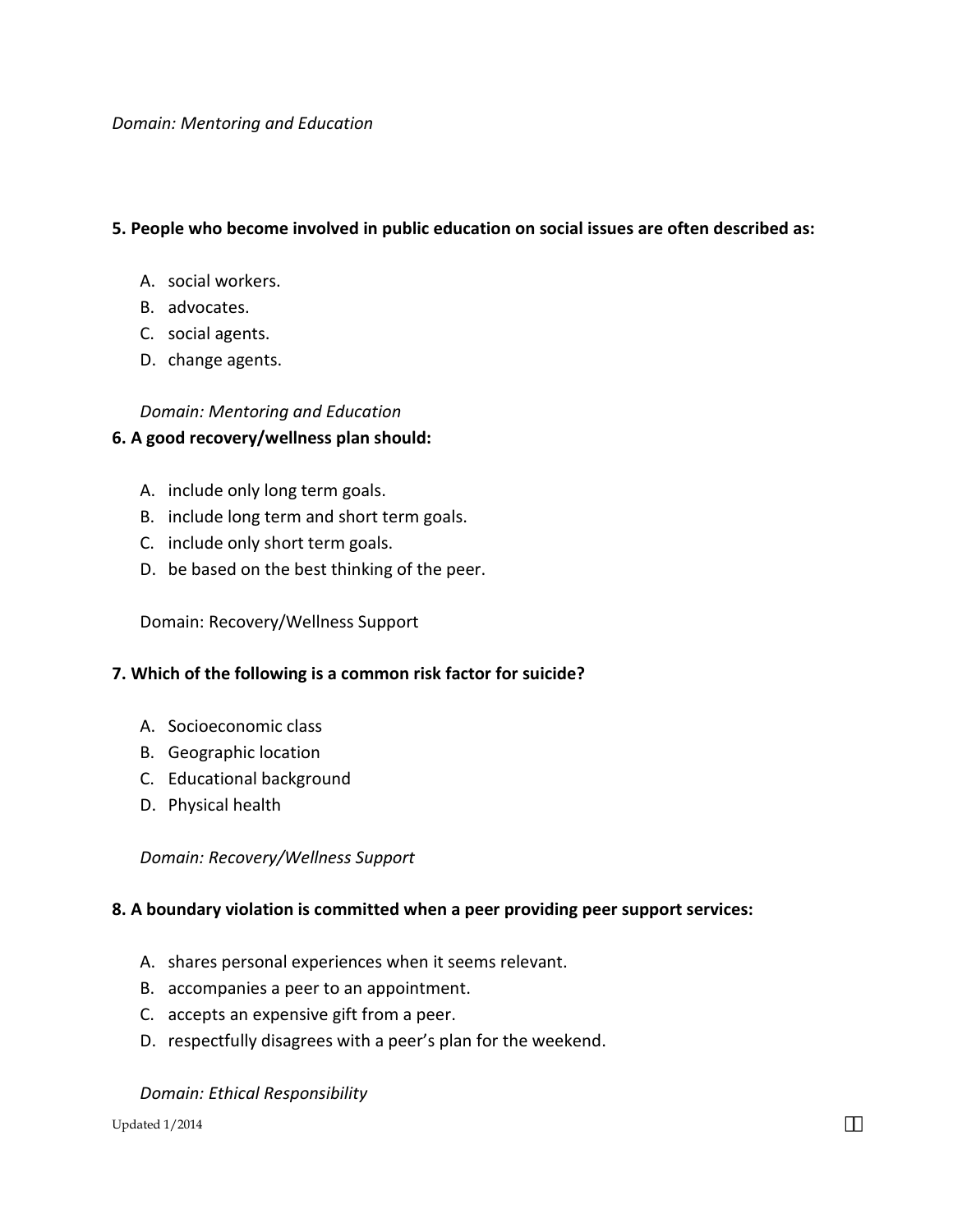*Domain: Mentoring and Education*

**5. People who become involved in public education on social issues are often described as:**

A. social workers.
B. advocates.
C. social agents.
D. change agents.

*Domain: Mentoring and Education*

**6. A good recovery/wellness plan should:**

A. include only long term goals.
B. include long term and short term goals.
C. include only short term goals.
D. be based on the best thinking of the peer.

Domain: Recovery/Wellness Support

**7. Which of the following is a common risk factor for suicide?**

A. Socioeconomic class
B. Geographic location
C. Educational background
D. Physical health

*Domain: Recovery/Wellness Support*

**8. A boundary violation is committed when a peer providing peer support services:**

A. shares personal experiences when it seems relevant.
B. accompanies a peer to an appointment.
C. accepts an expensive gift from a peer.
D. respectfully disagrees with a peer's plan for the weekend.

*Domain: Ethical Responsibility*

Updated 1/2014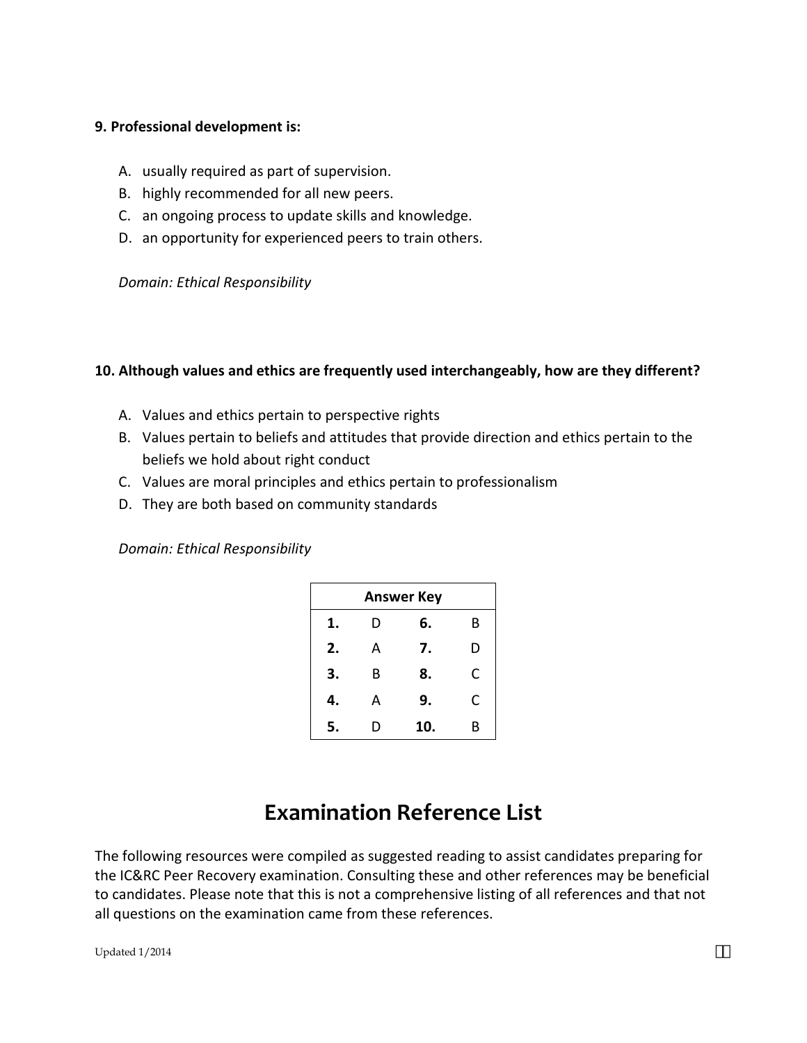**9. Professional development is:**

A. usually required as part of supervision.
B. highly recommended for all new peers.
C. an ongoing process to update skills and knowledge.
D. an opportunity for experienced peers to train others.

*Domain: Ethical Responsibility*

**10. Although values and ethics are frequently used interchangeably, how are they different?**

A. Values and ethics pertain to perspective rights
B. Values pertain to beliefs and attitudes that provide direction and ethics pertain to the beliefs we hold about right conduct
C. Values are moral principles and ethics pertain to professionalism
D. They are both based on community standards

*Domain: Ethical Responsibility*

| Answer Key | | | |
|---|---|---|---|
| **1.** | D | **6.** | B |
| **2.** | A | **7.** | D |
| **3.** | B | **8.** | C |
| **4.** | A | **9.** | C |
| **5.** | D | **10.** | B |

# Examination Reference List

The following resources were compiled as suggested reading to assist candidates preparing for the IC&RC Peer Recovery examination. Consulting these and other references may be beneficial to candidates. Please note that this is not a comprehensive listing of all references and that not all questions on the examination came from these references.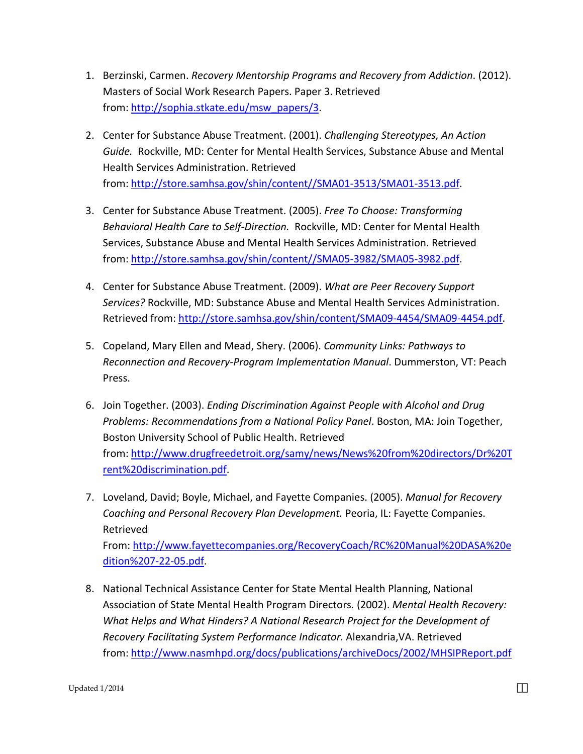1. Berzinski, Carmen. *Recovery Mentorship Programs and Recovery from Addiction*. (2012). Masters of Social Work Research Papers. Paper 3. Retrieved from: [http://sophia.stkate.edu/msw_papers/3](http://sophia.stkate.edu/msw_papers/3).

2. Center for Substance Abuse Treatment. (2001). *Challenging Stereotypes, An Action Guide.* Rockville, MD: Center for Mental Health Services, Substance Abuse and Mental Health Services Administration. Retrieved from: [http://store.samhsa.gov/shin/content//SMA01-3513/SMA01-3513.pdf](http://store.samhsa.gov/shin/content//SMA01-3513/SMA01-3513.pdf).

3. Center for Substance Abuse Treatment. (2005). *Free To Choose: Transforming Behavioral Health Care to Self-Direction.* Rockville, MD: Center for Mental Health Services, Substance Abuse and Mental Health Services Administration. Retrieved from: [http://store.samhsa.gov/shin/content//SMA05-3982/SMA05-3982.pdf](http://store.samhsa.gov/shin/content//SMA05-3982/SMA05-3982.pdf).

4. Center for Substance Abuse Treatment. (2009). *What are Peer Recovery Support Services?* Rockville, MD: Substance Abuse and Mental Health Services Administration. Retrieved from: [http://store.samhsa.gov/shin/content/SMA09-4454/SMA09-4454.pdf](http://store.samhsa.gov/shin/content/SMA09-4454/SMA09-4454.pdf).

5. Copeland, Mary Ellen and Mead, Shery. (2006). *Community Links: Pathways to Reconnection and Recovery-Program Implementation Manual*. Dummerston, VT: Peach Press.

6. Join Together. (2003). *Ending Discrimination Against People with Alcohol and Drug Problems: Recommendations from a National Policy Panel*. Boston, MA: Join Together, Boston University School of Public Health. Retrieved from: [http://www.drugfreedetroit.org/samy/news/News%20from%20directors/Dr%20Trent%20discrimination.pdf](http://www.drugfreedetroit.org/samy/news/News%20from%20directors/Dr%20Trent%20discrimination.pdf).

7. Loveland, David; Boyle, Michael, and Fayette Companies. (2005). *Manual for Recovery Coaching and Personal Recovery Plan Development.* Peoria, IL: Fayette Companies. Retrieved From: [http://www.fayettecompanies.org/RecoveryCoach/RC%20Manual%20DASA%20edition%207-22-05.pdf](http://www.fayettecompanies.org/RecoveryCoach/RC%20Manual%20DASA%20edition%207-22-05.pdf).

8. National Technical Assistance Center for State Mental Health Planning, National Association of State Mental Health Program Directors. (2002). *Mental Health Recovery: What Helps and What Hinders? A National Research Project for the Development of Recovery Facilitating System Performance Indicator.* Alexandria,VA. Retrieved from: [http://www.nasmhpd.org/docs/publications/archiveDocs/2002/MHSIPReport.pdf](http://www.nasmhpd.org/docs/publications/archiveDocs/2002/MHSIPReport.pdf)

Updated 1/2014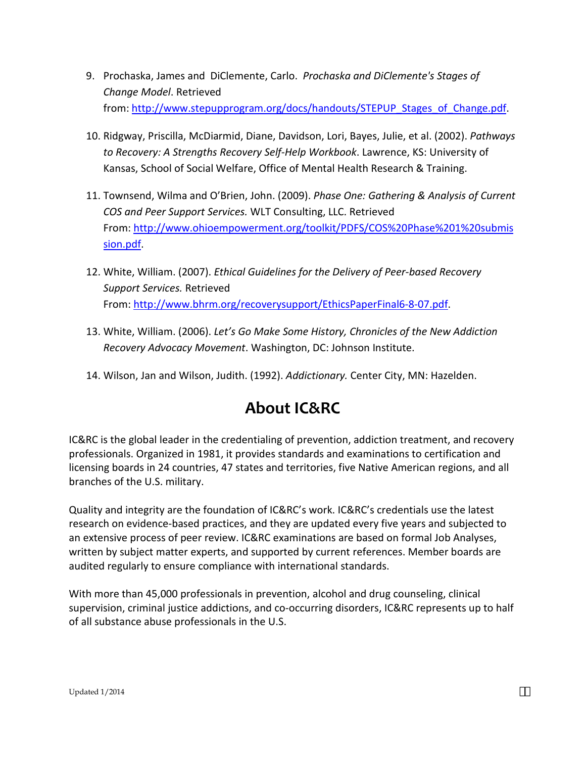9. Prochaska, James and DiClemente, Carlo. *Prochaska and DiClemente's Stages of Change Model*. Retrieved from: [http://www.stepupprogram.org/docs/handouts/STEPUP_Stages_of_Change.pdf](http://www.stepupprogram.org/docs/handouts/STEPUP_Stages_of_Change.pdf).

10. Ridgway, Priscilla, McDiarmid, Diane, Davidson, Lori, Bayes, Julie, et al. (2002). *Pathways to Recovery: A Strengths Recovery Self-Help Workbook*. Lawrence, KS: University of Kansas, School of Social Welfare, Office of Mental Health Research & Training.

11. Townsend, Wilma and O'Brien, John. (2009). *Phase One: Gathering & Analysis of Current COS and Peer Support Services.* WLT Consulting, LLC. Retrieved From: [http://www.ohioempowerment.org/toolkit/PDFS/COS%20Phase%201%20submission.pdf](http://www.ohioempowerment.org/toolkit/PDFS/COS%20Phase%201%20submission.pdf).

12. White, William. (2007). *Ethical Guidelines for the Delivery of Peer-based Recovery Support Services.* Retrieved From: [http://www.bhrm.org/recoverysupport/EthicsPaperFinal6-8-07.pdf](http://www.bhrm.org/recoverysupport/EthicsPaperFinal6-8-07.pdf).

13. White, William. (2006). *Let's Go Make Some History, Chronicles of the New Addiction Recovery Advocacy Movement*. Washington, DC: Johnson Institute.

14. Wilson, Jan and Wilson, Judith. (1992). *Addictionary.* Center City, MN: Hazelden.

## About IC&RC

IC&RC is the global leader in the credentialing of prevention, addiction treatment, and recovery professionals. Organized in 1981, it provides standards and examinations to certification and licensing boards in 24 countries, 47 states and territories, five Native American regions, and all branches of the U.S. military.

Quality and integrity are the foundation of IC&RC's work. IC&RC's credentials use the latest research on evidence-based practices, and they are updated every five years and subjected to an extensive process of peer review. IC&RC examinations are based on formal Job Analyses, written by subject matter experts, and supported by current references. Member boards are audited regularly to ensure compliance with international standards.

With more than 45,000 professionals in prevention, alcohol and drug counseling, clinical supervision, criminal justice addictions, and co-occurring disorders, IC&RC represents up to half of all substance abuse professionals in the U.S.

Updated 1/2014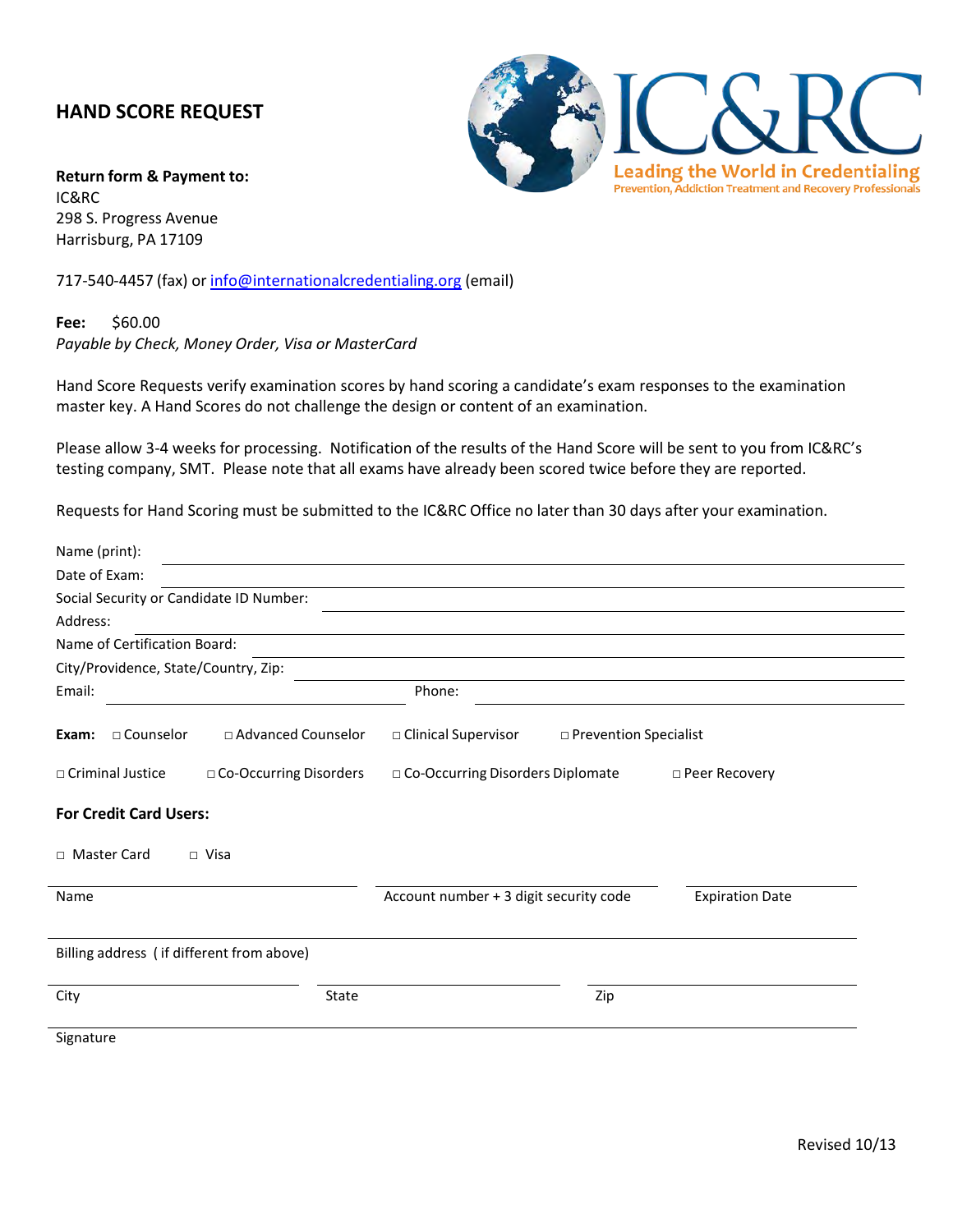## HAND SCORE REQUEST

IC&RC
Leading the World in Credentialing
Prevention, Addiction Treatment and Recovery Professionals

**Return form & Payment to:**
IC&RC
298 S. Progress Avenue
Harrisburg, PA 17109

717-540-4457 (fax) or info@internationalcredentialing.org (email)

**Fee:** $60.00
*Payable by Check, Money Order, Visa or MasterCard*

Hand Score Requests verify examination scores by hand scoring a candidate's exam responses to the examination master key. A Hand Scores do not challenge the design or content of an examination.

Please allow 3-4 weeks for processing. Notification of the results of the Hand Score will be sent to you from IC&RC's testing company, SMT. Please note that all exams have already been scored twice before they are reported.

Requests for Hand Scoring must be submitted to the IC&RC Office no later than 30 days after your examination.

Name (print): ______________________________

Date of Exam: ______________________________

Social Security or Candidate ID Number: ______________________________

Address: ______________________________

Name of Certification Board: ______________________________

City/Providence, State/Country, Zip: ______________________________

Email: ____________________ Phone: ____________________

**Exam:** □ Counselor □ Advanced Counselor □ Clinical Supervisor □ Prevention Specialist

□ Criminal Justice □ Co-Occurring Disorders □ Co-Occurring Disorders Diplomate □ Peer Recovery

**For Credit Card Users:**

□ Master Card □ Visa

____________________ Name | ____________________ Account number + 3 digit security code | ____________________ Expiration Date

____________________ Billing address ( if different from above)

____________________ City | ____________________ State | ____________________ Zip

____________________ Signature

Revised 10/13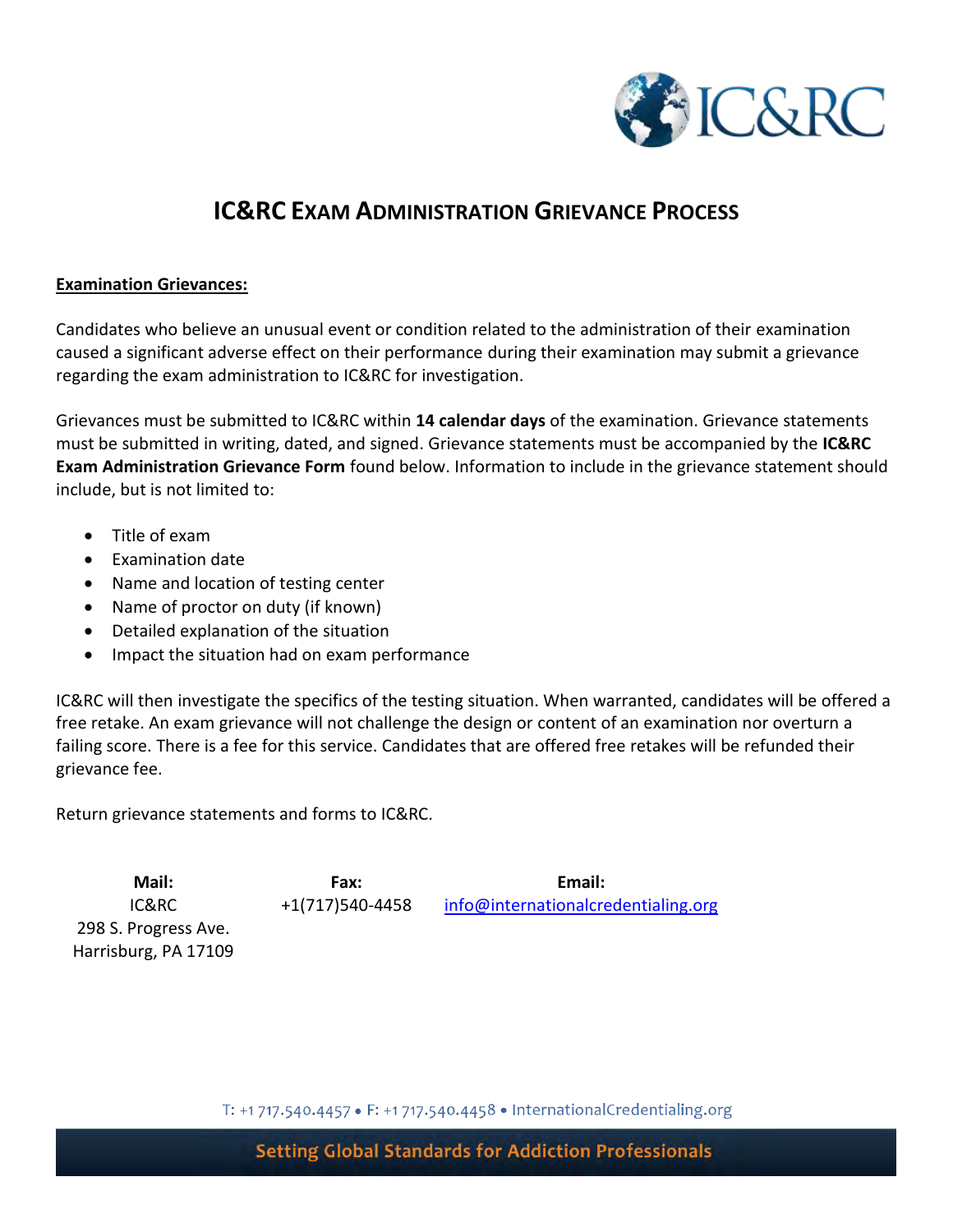# IC&RC Exam Administration Grievance Process

**Examination Grievances:**

Candidates who believe an unusual event or condition related to the administration of their examination caused a significant adverse effect on their performance during their examination may submit a grievance regarding the exam administration to IC&RC for investigation.

Grievances must be submitted to IC&RC within **14 calendar days** of the examination. Grievance statements must be submitted in writing, dated, and signed. Grievance statements must be accompanied by the **IC&RC Exam Administration Grievance Form** found below. Information to include in the grievance statement should include, but is not limited to:

- Title of exam
- Examination date
- Name and location of testing center
- Name of proctor on duty (if known)
- Detailed explanation of the situation
- Impact the situation had on exam performance

IC&RC will then investigate the specifics of the testing situation. When warranted, candidates will be offered a free retake. An exam grievance will not challenge the design or content of an examination nor overturn a failing score. There is a fee for this service. Candidates that are offered free retakes will be refunded their grievance fee.

Return grievance statements and forms to IC&RC.

| Mail: | Fax: | Email: |
|---|---|---|
| IC&RC<br>298 S. Progress Ave.<br>Harrisburg, PA 17109 | +1(717)540-4458 | info@internationalcredentialing.org |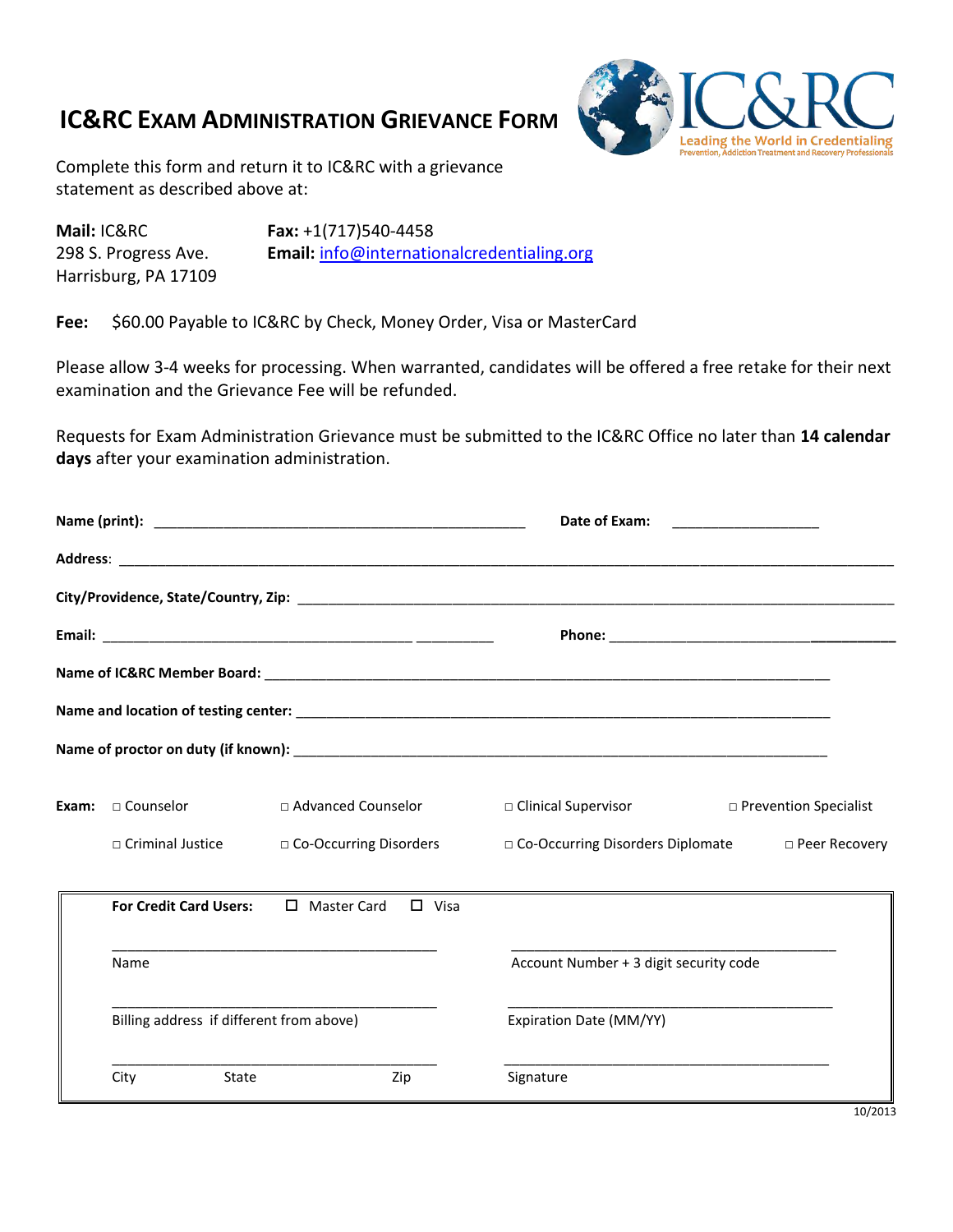# IC&RC EXAM ADMINISTRATION GRIEVANCE FORM

IC&RC
Leading the World in Credentialing
Prevention, Addiction Treatment and Recovery Professionals

Complete this form and return it to IC&RC with a grievance statement as described above at:

**Mail:** IC&RC
298 S. Progress Ave.
Harrisburg, PA 17109

**Fax:** +1(717)540-4458
**Email:** info@internationalcredentialing.org

**Fee:** $60.00 Payable to IC&RC by Check, Money Order, Visa or MasterCard

Please allow 3-4 weeks for processing. When warranted, candidates will be offered a free retake for their next examination and the Grievance Fee will be refunded.

Requests for Exam Administration Grievance must be submitted to the IC&RC Office no later than **14 calendar days** after your examination administration.

**Name (print):** ______________________________ **Date of Exam:** ______________

**Address**: ____________________________________________________________

**City/Providence, State/Country, Zip:** ___________________________________________

**Email:** ______________________________ **Phone:** ______________________________

**Name of IC&RC Member Board:** ________________________________________________

**Name and location of testing center:** ____________________________________________

**Name of proctor on duty (if known):** _____________________________________________

**Exam:** □ Counselor □ Advanced Counselor □ Clinical Supervisor □ Prevention Specialist
□ Criminal Justice □ Co-Occurring Disorders □ Co-Occurring Disorders Diplomate □ Peer Recovery

**For Credit Card Users:** ☐ Master Card ☐ Visa

______________________________ Name

______________________________ Account Number + 3 digit security code

______________________________ Billing address if different from above)

______________________________ Expiration Date (MM/YY)

______________________________ City State Zip

______________________________ Signature

10/2013